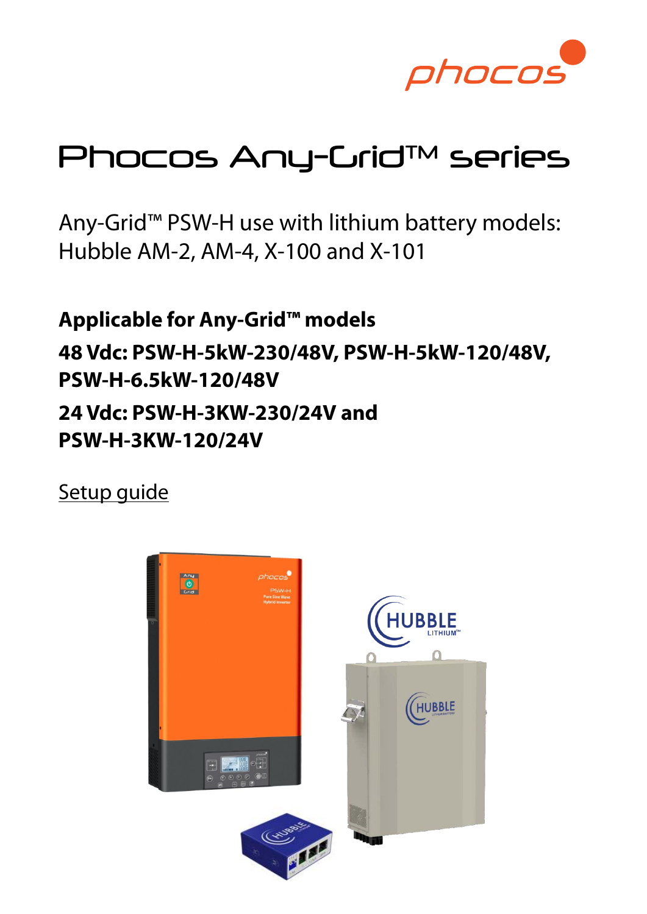phocos

# Phocos Any-Grid™ series

Any-Grid™ PSW-H use with lithium battery models:
Hubble AM-2, AM-4, X-100 and X-101

**Applicable for Any-Grid™ models**

**48 Vdc: PSW-H-5kW-230/48V, PSW-H-5kW-120/48V, PSW-H-6.5kW-120/48V**

**24 Vdc: PSW-H-3KW-230/24V and PSW-H-3KW-120/24V**

Setup guide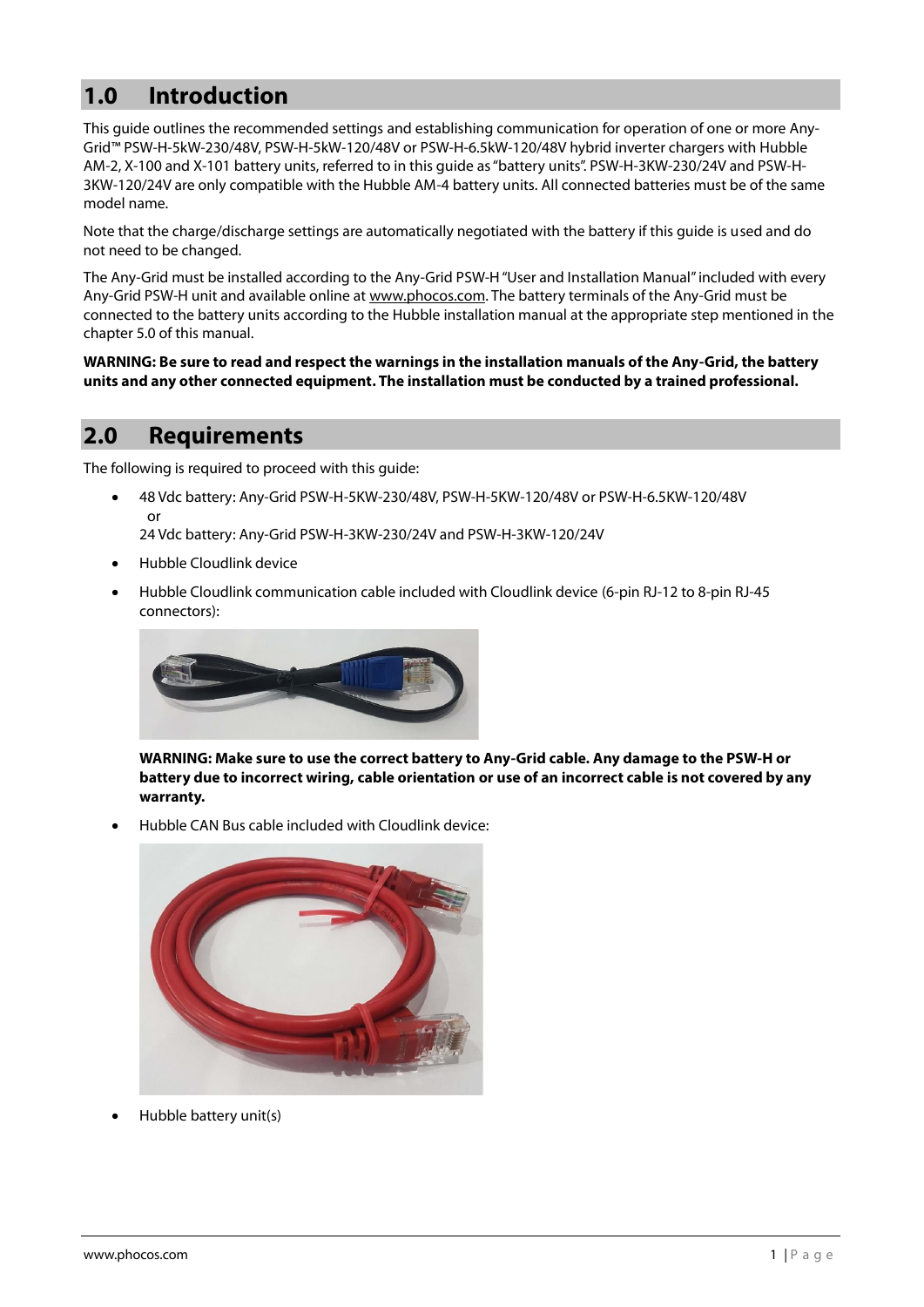## 1.0 Introduction

This guide outlines the recommended settings and establishing communication for operation of one or more Any-Grid™ PSW-H-5kW-230/48V, PSW-H-5kW-120/48V or PSW-H-6.5kW-120/48V hybrid inverter chargers with Hubble AM-2, X-100 and X-101 battery units, referred to in this guide as "battery units". PSW-H-3KW-230/24V and PSW-H-3KW-120/24V are only compatible with the Hubble AM-4 battery units. All connected batteries must be of the same model name.

Note that the charge/discharge settings are automatically negotiated with the battery if this guide is used and do not need to be changed.

The Any-Grid must be installed according to the Any-Grid PSW-H "User and Installation Manual" included with every Any-Grid PSW-H unit and available online at www.phocos.com. The battery terminals of the Any-Grid must be connected to the battery units according to the Hubble installation manual at the appropriate step mentioned in the chapter 5.0 of this manual.

**WARNING: Be sure to read and respect the warnings in the installation manuals of the Any-Grid, the battery units and any other connected equipment. The installation must be conducted by a trained professional.**

## 2.0 Requirements

The following is required to proceed with this guide:

- 48 Vdc battery: Any-Grid PSW-H-5KW-230/48V, PSW-H-5KW-120/48V or PSW-H-6.5KW-120/48V
  or
  24 Vdc battery: Any-Grid PSW-H-3KW-230/24V and PSW-H-3KW-120/24V
- Hubble Cloudlink device
- Hubble Cloudlink communication cable included with Cloudlink device (6-pin RJ-12 to 8-pin RJ-45 connectors):

  **WARNING: Make sure to use the correct battery to Any-Grid cable. Any damage to the PSW-H or battery due to incorrect wiring, cable orientation or use of an incorrect cable is not covered by any warranty.**

- Hubble CAN Bus cable included with Cloudlink device:

- Hubble battery unit(s)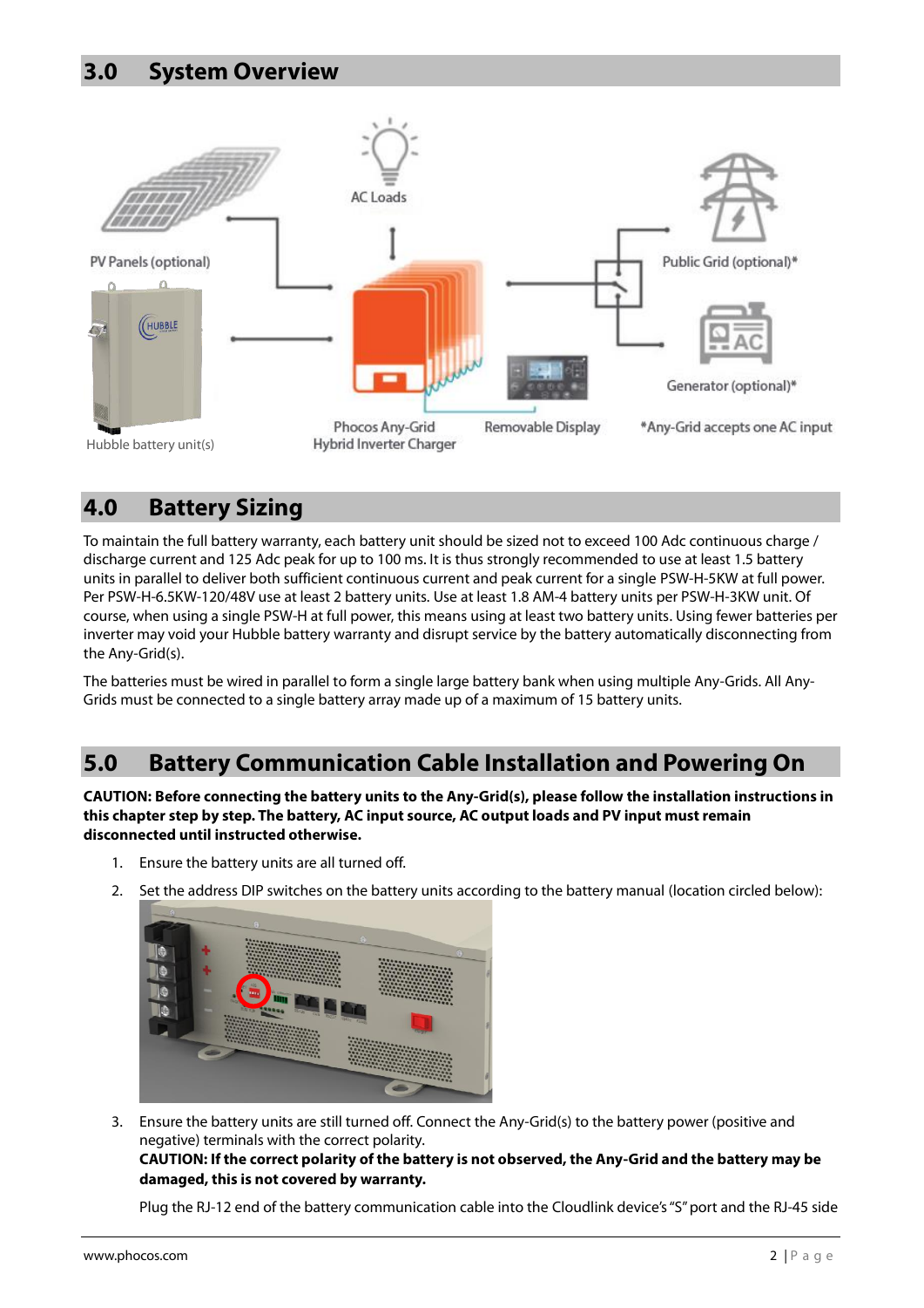## 3.0 System Overview

PV Panels (optional)

AC Loads

Public Grid (optional)*

Generator (optional)*

Hubble battery unit(s)

Phocos Any-Grid Hybrid Inverter Charger

Removable Display

*Any-Grid accepts one AC input

## 4.0 Battery Sizing

To maintain the full battery warranty, each battery unit should be sized not to exceed 100 Adc continuous charge / discharge current and 125 Adc peak for up to 100 ms. It is thus strongly recommended to use at least 1.5 battery units in parallel to deliver both sufficient continuous current and peak current for a single PSW-H-5KW at full power. Per PSW-H-6.5KW-120/48V use at least 2 battery units. Use at least 1.8 AM-4 battery units per PSW-H-3KW unit. Of course, when using a single PSW-H at full power, this means using at least two battery units. Using fewer batteries per inverter may void your Hubble battery warranty and disrupt service by the battery automatically disconnecting from the Any-Grid(s).

The batteries must be wired in parallel to form a single large battery bank when using multiple Any-Grids. All Any-Grids must be connected to a single battery array made up of a maximum of 15 battery units.

## 5.0 Battery Communication Cable Installation and Powering On

**CAUTION: Before connecting the battery units to the Any-Grid(s), please follow the installation instructions in this chapter step by step. The battery, AC input source, AC output loads and PV input must remain disconnected until instructed otherwise.**

1. Ensure the battery units are all turned off.
2. Set the address DIP switches on the battery units according to the battery manual (location circled below):
3. Ensure the battery units are still turned off. Connect the Any-Grid(s) to the battery power (positive and negative) terminals with the correct polarity.
   **CAUTION: If the correct polarity of the battery is not observed, the Any-Grid and the battery may be damaged, this is not covered by warranty.**

   Plug the RJ-12 end of the battery communication cable into the Cloudlink device's "S" port and the RJ-45 side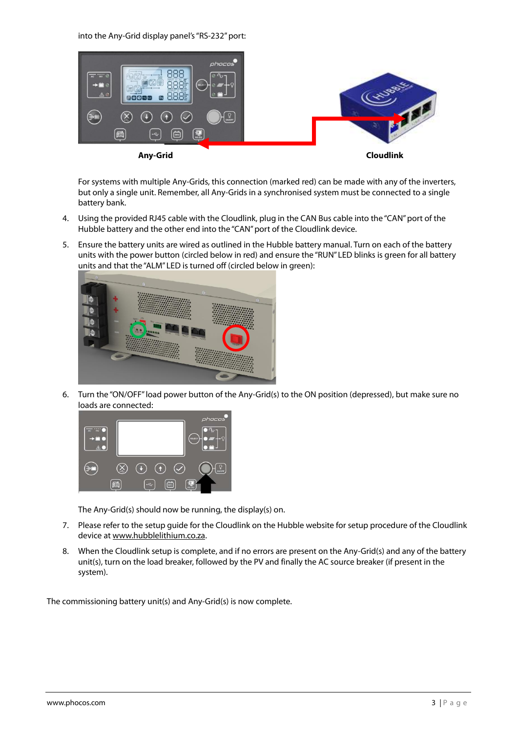into the Any-Grid display panel's "RS-232" port:

Any-Grid

Cloudlink

For systems with multiple Any-Grids, this connection (marked red) can be made with any of the inverters, but only a single unit. Remember, all Any-Grids in a synchronised system must be connected to a single battery bank.

4. Using the provided RJ45 cable with the Cloudlink, plug in the CAN Bus cable into the "CAN" port of the Hubble battery and the other end into the "CAN" port of the Cloudlink device.

5. Ensure the battery units are wired as outlined in the Hubble battery manual. Turn on each of the battery units with the power button (circled below in red) and ensure the "RUN" LED blinks is green for all battery units and that the "ALM" LED is turned off (circled below in green):

6. Turn the "ON/OFF" load power button of the Any-Grid(s) to the ON position (depressed), but make sure no loads are connected:

   The Any-Grid(s) should now be running, the display(s) on.

7. Please refer to the setup guide for the Cloudlink on the Hubble website for setup procedure of the Cloudlink device at www.hubblelithium.co.za.

8. When the Cloudlink setup is complete, and if no errors are present on the Any-Grid(s) and any of the battery unit(s), turn on the load breaker, followed by the PV and finally the AC source breaker (if present in the system).

The commissioning battery unit(s) and Any-Grid(s) is now complete.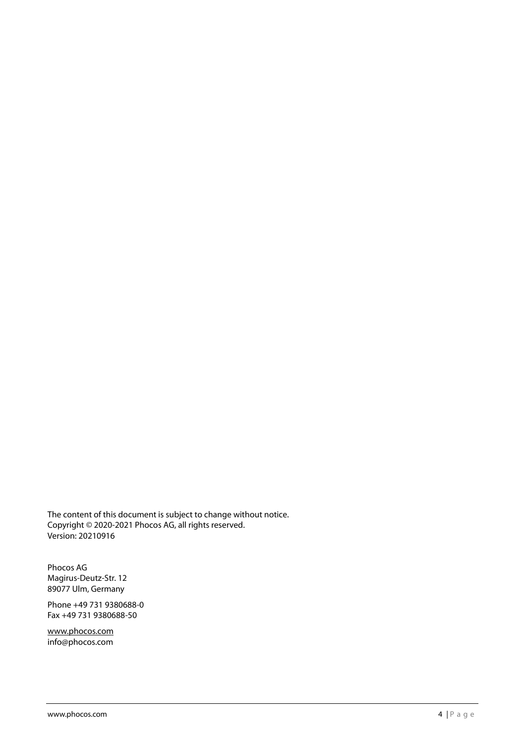The content of this document is subject to change without notice.
Copyright © 2020-2021 Phocos AG, all rights reserved.
Version: 20210916

Phocos AG
Magirus-Deutz-Str. 12
89077 Ulm, Germany

Phone +49 731 9380688-0
Fax +49 731 9380688-50

www.phocos.com
info@phocos.com